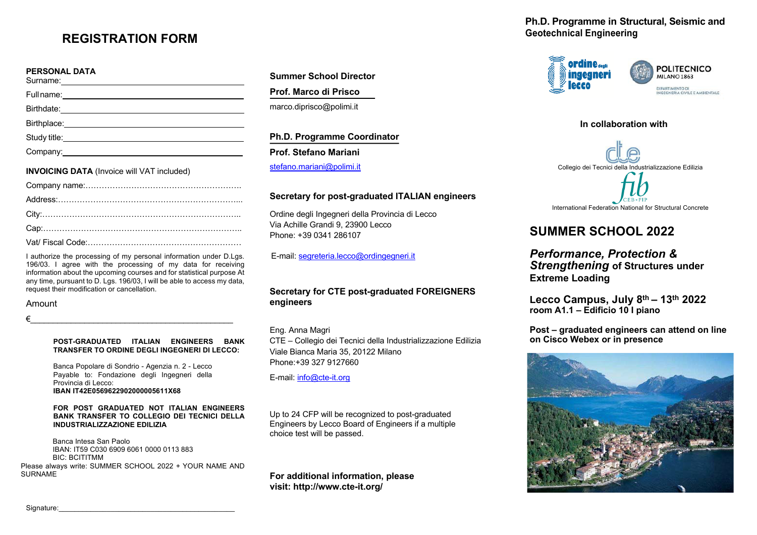# REGISTRATION FORM

**PERSONAL DATA**

Surname: \_\_\_\_\_\_\_\_\_\_\_\_\_\_\_\_\_\_\_\_\_\_\_\_\_\_\_\_\_\_\_\_

Full name: \_\_\_\_\_\_\_\_\_\_\_\_\_\_\_\_\_\_\_\_\_\_\_\_\_\_\_\_\_\_\_\_

Birthdate: \_\_\_\_\_\_\_\_\_\_\_\_\_\_\_\_\_\_\_\_\_\_\_\_\_\_\_\_\_\_\_\_

Birthplace: \_\_\_\_\_\_\_\_\_\_\_\_\_\_\_\_\_\_\_\_\_\_\_\_\_\_\_\_\_\_\_\_

Study title: \_\_\_\_\_\_\_\_\_\_\_\_\_\_\_\_\_\_\_\_\_\_\_\_\_\_\_\_\_\_\_\_

Company: \_\_\_\_\_\_\_\_\_\_\_\_\_\_\_\_\_\_\_\_\_\_\_\_\_\_\_\_\_\_\_\_

**INVOICING DATA** (Invoice will VAT included)

Company name:…………………………………………………..

Address:……………………………………………………………...

City:…………………………………………………………………..

Cap:…………………………………………………………………..

Vat/ Fiscal Code:…………………………………………………

I authorize the processing of my personal information under D.Lgs. 196/03. I agree with the processing of my data for receiving information about the upcoming courses and for statistical purpose At any time, pursuant to D. Lgs. 196/03, I will be able to access my data, request their modification or cancellation.

Amount

€\_\_\_\_\_\_\_\_\_\_\_\_\_\_\_\_\_\_\_\_\_\_\_\_\_\_\_\_\_\_\_\_\_\_\_\_\_\_\_\_\_\_

**POST-GRADUATED ITALIAN ENGINEERS BANK TRANSFER TO ORDINE DEGLI INGEGNERI DI LECCO:**

Banca Popolare di Sondrio - Agenzia n. 2 - Lecco
Payable to: Fondazione degli Ingegneri della Provincia di Lecco:
**IBAN IT42E0569622902000005611X68**

**FOR POST GRADUATED NOT ITALIAN ENGINEERS BANK TRANSFER TO COLLEGIO DEI TECNICI DELLA INDUSTRIALIZZAZIONE EDILIZIA**

Banca Intesa San Paolo
IBAN: IT59 C030 6909 6061 0000 0113 883
BIC: BCITITMM

Please always write: SUMMER SCHOOL 2022 + YOUR NAME AND SURNAME

Signature:\_\_\_\_\_\_\_\_\_\_\_\_\_\_\_\_\_\_\_\_\_\_\_\_\_\_\_\_\_\_\_\_\_\_\_\_\_\_\_\_\_\_

**Summer School Director**

**Prof. Marco di Prisco**

marco.diprisco@polimi.it

**Ph.D. Programme Coordinator**

**Prof. Stefano Mariani**

stefano.mariani@polimi.it

**Secretary for post-graduated ITALIAN engineers**

Ordine degli Ingegneri della Provincia di Lecco
Via Achille Grandi 9, 23900 Lecco
Phone: +39 0341 286107

E-mail: segreteria.lecco@ordingegneri.it

**Secretary for CTE post-graduated FOREIGNERS engineers**

Eng. Anna Magri
CTE – Collegio dei Tecnici della Industrializzazione Edilizia
Viale Bianca Maria 35, 20122 Milano
Phone:+39 327 9127660

E-mail: info@cte-it.org

Up to 24 CFP will be recognized to post-graduated Engineers by Lecco Board of Engineers if a multiple choice test will be passed.

**For additional information, please visit: http://www.cte-it.org/**

**Ph.D. Programme in Structural, Seismic and Geotechnical Engineering**

ordine degli ingegneri lecco

POLITECNICO MILANO 1863
DIPARTIMENTO DI INGEGNERIA CIVILE E AMBIENTALE

**In collaboration with**

cte
Collegio dei Tecnici della Industrializzazione Edilizia

fib CEB-FIP
International Federation National for Structural Concrete

## SUMMER SCHOOL 2022

***Performance, Protection & Strengthening*** **of Structures under Extreme Loading**

**Lecco Campus, July 8th – 13th 2022**
**room A1.1 – Edificio 10 I piano**

**Post – graduated engineers can attend on line on Cisco Webex or in presence**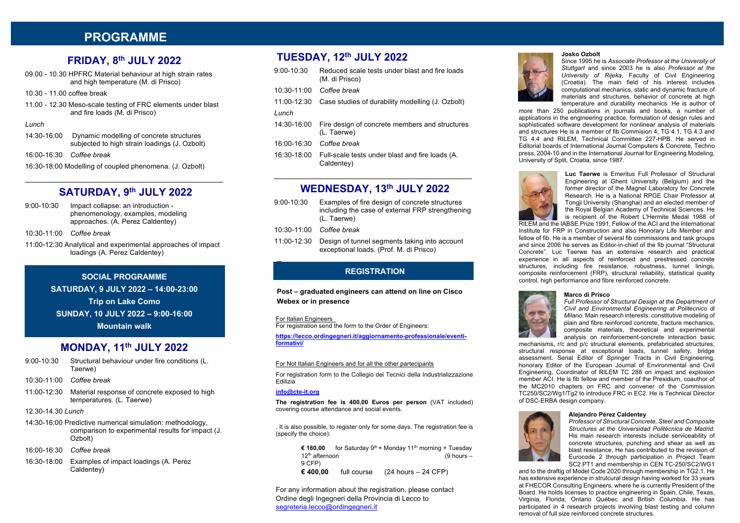# PROGRAMME

## FRIDAY, 8th JULY 2022

09.00 - 10.30 HPFRC Material behaviour at high strain rates and high temperature (M. di Prisco)

10.30 - 11.00 coffee break

11.00 - 12.30 Meso-scale testing of FRC elements under blast and fire loads (M. di Prisco)

*Lunch*

14:30-16:00 Dynamic modelling of concrete structures subjected to high strain loadings (J. Ozbolt)

16:00-16:30 *Coffee break*

16:30-18:00 Modelling of coupled phenomena. (J. Ozbolt)

## SATURDAY, 9th JULY 2022

9:00-10:30 Impact collapse: an introduction - phenomenology, examples, modeling approaches. (A. Perez Caldentey)

10:30-11:00 *Coffee break*

11:00-12:30 Analytical and experimental approaches of impact loadings (A. Perez Caldentey)

**SOCIAL PROGRAMME**

**SATURDAY, 9 JULY 2022 – 14:00-23:00**

**Trip on Lake Como**

**SUNDAY, 10 JULY 2022 – 9:00-16:00**

**Mountain walk**

## MONDAY, 11th JULY 2022

9:00-10:30 Structural behaviour under fire conditions (L. Taerwe)

10:30-11:00 *Coffee break*

11:00-12:30 Material response of concrete exposed to high temperatures. (L. Taerwe)

12.30-14.30 *Lunch*

14:30-16:00 Predictive numerical simulation: methodology, comparison to experimental results for impact (J. Ozbolt)

16:00-16:30 *Coffee break*

16:30-18:00 Examples of impact loadings (A. Perez Caldentey)

## TUESDAY, 12th JULY 2022

9:00-10:30 Reduced scale tests under blast and fire loads (M. di Prisco)

10:30-11:00 *Coffee break*

11:00-12:30 Case studies of durability modelling (J. Ozbolt)

*Lunch*

14:30-16:00 Fire design of concrete members and structures (L. Taerwe)

16:00-16:30 *Coffee break*

16:30-18:00 Full-scale tests under blast and fire loads (A. Caldentey)

## WEDNESDAY, 13th JULY 2022

9:00-10:30 Examples of fire design of concrete structures including the case of external FRP strengthening (L. Taerwe)

10:30-11:00 *Coffee break*

11:00-12:30 Design of tunnel segments taking into account exceptional loads. (Prof. M. di Prisco)

## REGISTRATION

**Post – graduated engineers can attend on line on Cisco Webex or in presence**

For Italian Engineers
For registration send the form to the Order of Engineers:

**https://lecco.ordingegneri.it/aggiornamento-professionale/eventi-formativi/**

For Not Italian Engineers and for all the other partecipants

For registration form to the Collegio dei Tecnici della Industrializzazione Edilizia

**info@cte-it.org**

**The registration fee is 400,00 Euros per person** (VAT included) covering course attendance and social events.

. It is also possible, to register only for some days. The registration fee is (specify the choice):

**€ 180,00** for Saturday 9th + Monday 11th morning + Tuesday 12th afternoon (9 hours – 9 CFP)

**€ 400,00** full course (24 hours – 24 CFP)

For any information about the registration, please contact Ordine degli Ingegneri della Provincia di Lecco to segreteria.lecco@ordingegneri.it

**Josko Ozbolt**

Since 1995 he is *Associate Professor at the University of Stuttgart* and since 2003 he is also *Professor at the University of Rijeka*, Faculty of Civil Engineering (Croatia). The main field of his interest includes computational mechanics, static and dynamic fracture of materials and structures, behavior of concrete at high temperature and durability mechanics. He is author of more than 250 publications in journals and books, a number of applications in the engineering practice, formulation of design rules and sophisticated software development for nonlinear analysis of materials and structures He is a member of fib Commision 4, TG 4.1, TG 4.3 and TG 4.4 and RILEM, Technical Committee 227-HPB. He served in Editorial boards of International Journal Computers & Concrete, Techno press, 2004-10 and in the International Journal for Engineering Modeling, University of Split, Croatia, since 1987.

**Luc Taerwe** is Emeritus Full Professor of Structural Engineering at Ghent University (Belgium) and the former director of the Magnel Laboratory for Concrete Research. He is a National RPGE Chair Professor at Tongji University (Shanghai) and an elected member of the Royal Belgian Academy of Technical Sciences. He is recipient of the Robert L'Hermite Medal 1988 of RILEM and the IABSE Prize 1991, Fellow of the ACI and the International Institute for FRP in Construction and also Honorary Life Member and fellow of fib. He is a member of several fib commissions and task groups and since 2006 he serves as Editor-in-chief of the fib journal "Structural Concrete". Luc Taerwe has an extensive research and practical experience in all aspects of reinforced and prestressed concrete structures, including fire resistance, robustness, tunnel linings, composite reinforcement (FRP), structural reliability, statistical quality control, high performance and fibre reinforced concrete.

**Marco di Prisco**

*Full Professor of Structural Design at the Department of Civil and Environmental Engineering at Politecnico di Milano*. Main research interests: constitutive modeling of plain and fibre reinforced concrete, fracture mechanics, composite materials, theoretical and experimental analysis on reinforcement-concrete interaction basic mechanisms, r/c and p/c structural elements, prefabricated structures, structural response at exceptional loads, tunnel safety, bridge assessment. Serial Editor of Springer Tracts in Civil Engineering, honorary Editor of the European Journal of Environmental and Civil Engineering, Coordinator of RILEM TC 288 on impact and explosion member ACI. He is fib fellow and member of the Presidium, coauthor of the MC2010 chapters on FRC and convener of the Commission TC250/SC2/Wg1/Tg2 to introduce FRC in EC2. He is Technical Director of DSC-ERBA design company.

**Alejandro Pérez Caldentey**

*Professor of Structural Concrete, Steel and Composite Structures at the Universidad Politécnica de Madrid.* His main research interests include serviceability of concrete structures, punching and shear as well as blast resistance. He has contributed to the revision of Eurocode 2 through participation in Project Team SC2.PT1 and membership in CEN TC-250/SC2/WG1 and to the draftig of Model Code 2020 through membership in TG2.1. He has extensive experience in strucural design having worked for 33 years at FHECOR Consulting Engineers, where he is currently President of the Board. He holds licenses to practice engineering in Spain, Chile, Texas, Virginia, Florida, Ontario Québec and British Columbia. He has participated in 4 research projects involving blast testing and column removal of full size reinforced concrete structures.